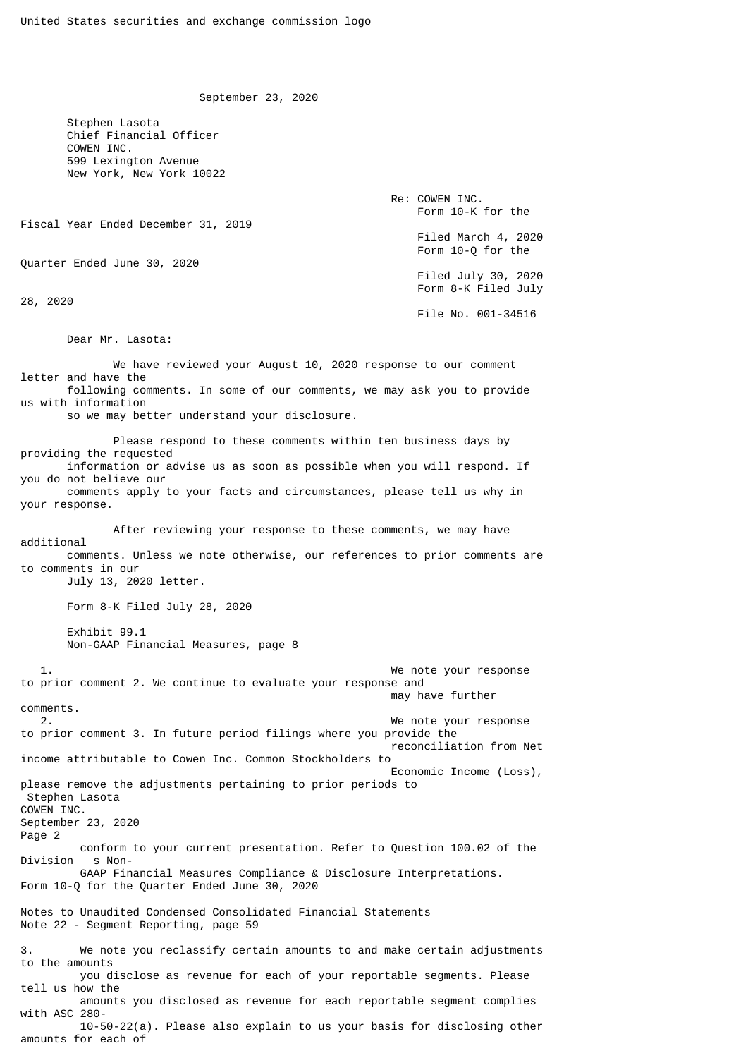United States securities and exchange commission logo

September 23, 2020

Stephen Lasota
Chief Financial Officer
COWEN INC.
599 Lexington Avenue
New York, New York 10022

Re: COWEN INC.
Form 10-K for the Fiscal Year Ended December 31, 2019
Filed March 4, 2020
Form 10-Q for the Quarter Ended June 30, 2020
Filed July 30, 2020
Form 8-K Filed July 28, 2020
File No. 001-34516

Dear Mr. Lasota:

We have reviewed your August 10, 2020 response to our comment letter and have the following comments. In some of our comments, we may ask you to provide us with information so we may better understand your disclosure.

Please respond to these comments within ten business days by providing the requested information or advise us as soon as possible when you will respond. If you do not believe our comments apply to your facts and circumstances, please tell us why in your response.

After reviewing your response to these comments, we may have additional comments. Unless we note otherwise, our references to prior comments are to comments in our July 13, 2020 letter.

Form 8-K Filed July 28, 2020

Exhibit 99.1
Non-GAAP Financial Measures, page 8

1. We note your response to prior comment 2. We continue to evaluate your response and may have further comments.
2. We note your response to prior comment 3. In future period filings where you provide the reconciliation from Net income attributable to Cowen Inc. Common Stockholders to Economic Income (Loss), please remove the adjustments pertaining to prior periods to conform to your current presentation. Refer to Question 100.02 of the Division s Non-GAAP Financial Measures Compliance & Disclosure Interpretations.

Form 10-Q for the Quarter Ended June 30, 2020

Notes to Unaudited Condensed Consolidated Financial Statements
Note 22 - Segment Reporting, page 59

3. We note you reclassify certain amounts to and make certain adjustments to the amounts you disclose as revenue for each of your reportable segments. Please tell us how the amounts you disclosed as revenue for each reportable segment complies with ASC 280-10-50-22(a). Please also explain to us your basis for disclosing other amounts for each of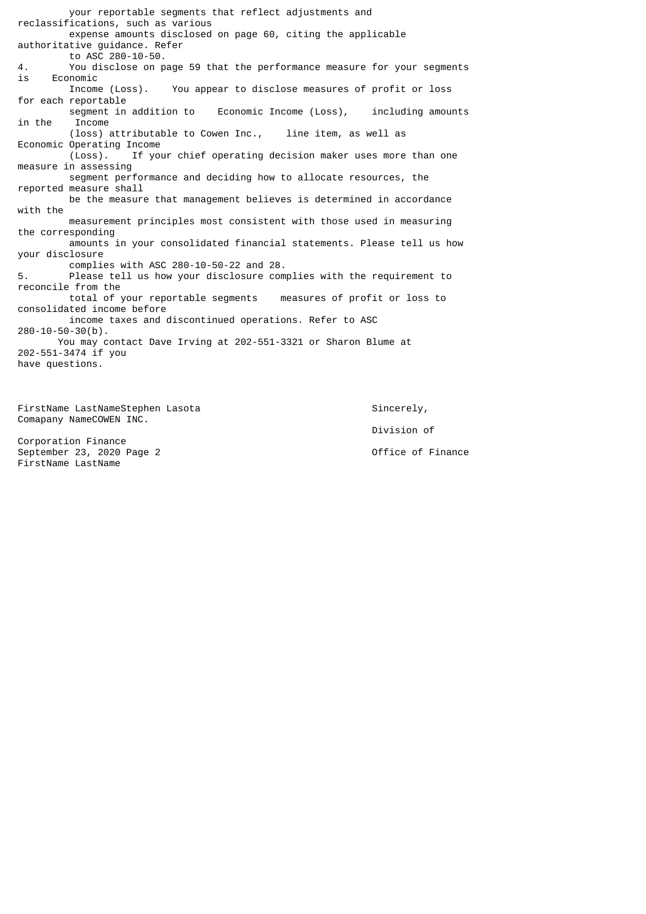your reportable segments that reflect adjustments and reclassifications, such as various expense amounts disclosed on page 60, citing the applicable authoritative guidance. Refer to ASC 280-10-50.

4. You disclose on page 59 that the performance measure for your segments is Economic Income (Loss). You appear to disclose measures of profit or loss for each reportable segment in addition to Economic Income (Loss), including amounts in the Income (loss) attributable to Cowen Inc., line item, as well as Economic Operating Income (Loss). If your chief operating decision maker uses more than one measure in assessing segment performance and deciding how to allocate resources, the reported measure shall be the measure that management believes is determined in accordance with the measurement principles most consistent with those used in measuring the corresponding amounts in your consolidated financial statements. Please tell us how your disclosure complies with ASC 280-10-50-22 and 28.

5. Please tell us how your disclosure complies with the requirement to reconcile from the total of your reportable segments measures of profit or loss to consolidated income before income taxes and discontinued operations. Refer to ASC 280-10-50-30(b).

You may contact Dave Irving at 202-551-3321 or Sharon Blume at 202-551-3474 if you have questions.

Sincerely,

Division of Corporation Finance
Office of Finance